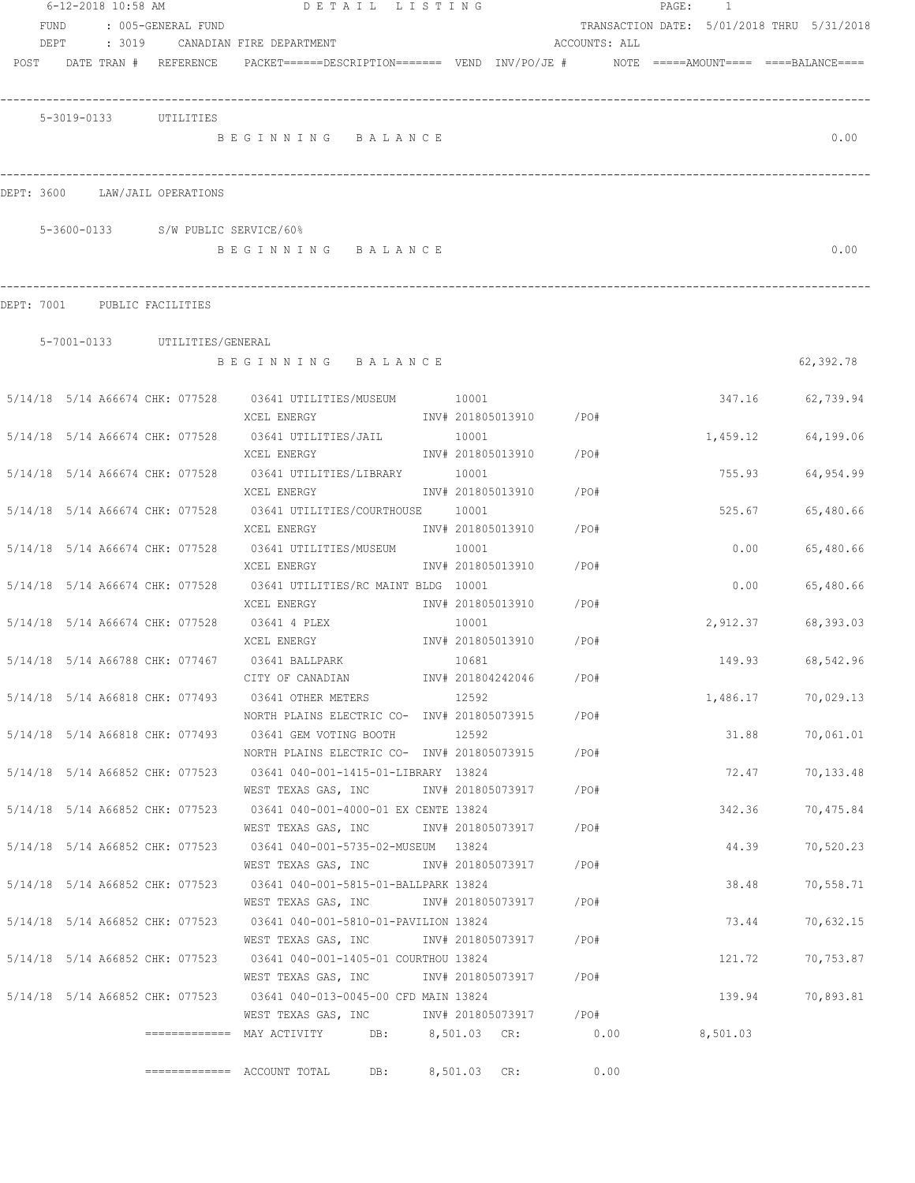6-12-2018 10:58 AM　　　　DETAIL LISTING

FUND : 005-GENERAL FUND　　　　TRANSACTION DATE: 5/01/2018 THRU 5/31/2018

DEPT : 3019 CANADIAN FIRE DEPARTMENT　　　　ACCOUNTS: ALL

| POST | DATE | TRAN # | REFERENCE | PACKET======DESCRIPTION======= | VEND | INV/PO/JE # | NOTE | =====AMOUNT==== | ====BALANCE==== |
|---|---|---|---|---|---|---|---|---|---|

**5-3019-0133 UTILITIES**

BEGINNING BALANCE　　0.00

---

## DEPT: 3600 LAW/JAIL OPERATIONS

**5-3600-0133 S/W PUBLIC SERVICE/60%**

BEGINNING BALANCE　　0.00

---

## DEPT: 7001 PUBLIC FACILITIES

**5-7001-0133 UTILITIES/GENERAL**

BEGINNING BALANCE　　62,392.78

| POST | DATE | TRAN # | REFERENCE | DESCRIPTION | VEND | INV/PO/JE # | AMOUNT | BALANCE |
|---|---|---|---|---|---|---|---|---|
| 5/14/18 | 5/14 | A66674 | CHK: 077528 | 03641 UTILITIES/MUSEUM<br>XCEL ENERGY | 10001 | INV# 201805013910 /PO# | 347.16 | 62,739.94 |
| 5/14/18 | 5/14 | A66674 | CHK: 077528 | 03641 UTILITIES/JAIL<br>XCEL ENERGY | 10001 | INV# 201805013910 /PO# | 1,459.12 | 64,199.06 |
| 5/14/18 | 5/14 | A66674 | CHK: 077528 | 03641 UTILITIES/LIBRARY<br>XCEL ENERGY | 10001 | INV# 201805013910 /PO# | 755.93 | 64,954.99 |
| 5/14/18 | 5/14 | A66674 | CHK: 077528 | 03641 UTILITIES/COURTHOUSE<br>XCEL ENERGY | 10001 | INV# 201805013910 /PO# | 525.67 | 65,480.66 |
| 5/14/18 | 5/14 | A66674 | CHK: 077528 | 03641 UTILITIES/MUSEUM<br>XCEL ENERGY | 10001 | INV# 201805013910 /PO# | 0.00 | 65,480.66 |
| 5/14/18 | 5/14 | A66674 | CHK: 077528 | 03641 UTILITIES/RC MAINT BLDG<br>XCEL ENERGY | 10001 | INV# 201805013910 /PO# | 0.00 | 65,480.66 |
| 5/14/18 | 5/14 | A66674 | CHK: 077528 | 03641 4 PLEX<br>XCEL ENERGY | 10001 | INV# 201805013910 /PO# | 2,912.37 | 68,393.03 |
| 5/14/18 | 5/14 | A66788 | CHK: 077467 | 03641 BALLPARK<br>CITY OF CANADIAN | 10681 | INV# 201804242046 /PO# | 149.93 | 68,542.96 |
| 5/14/18 | 5/14 | A66818 | CHK: 077493 | 03641 OTHER METERS<br>NORTH PLAINS ELECTRIC CO- | 12592 | INV# 201805073915 /PO# | 1,486.17 | 70,029.13 |
| 5/14/18 | 5/14 | A66818 | CHK: 077493 | 03641 GEM VOTING BOOTH<br>NORTH PLAINS ELECTRIC CO- | 12592 | INV# 201805073915 /PO# | 31.88 | 70,061.01 |
| 5/14/18 | 5/14 | A66852 | CHK: 077523 | 03641 040-001-1415-01-LIBRARY<br>WEST TEXAS GAS, INC | 13824 | INV# 201805073917 /PO# | 72.47 | 70,133.48 |
| 5/14/18 | 5/14 | A66852 | CHK: 077523 | 03641 040-001-4000-01 EX CENTE<br>WEST TEXAS GAS, INC | 13824 | INV# 201805073917 /PO# | 342.36 | 70,475.84 |
| 5/14/18 | 5/14 | A66852 | CHK: 077523 | 03641 040-001-5735-02-MUSEUM<br>WEST TEXAS GAS, INC | 13824 | INV# 201805073917 /PO# | 44.39 | 70,520.23 |
| 5/14/18 | 5/14 | A66852 | CHK: 077523 | 03641 040-001-5815-01-BALLPARK<br>WEST TEXAS GAS, INC | 13824 | INV# 201805073917 /PO# | 38.48 | 70,558.71 |
| 5/14/18 | 5/14 | A66852 | CHK: 077523 | 03641 040-001-5810-01-PAVILION<br>WEST TEXAS GAS, INC | 13824 | INV# 201805073917 /PO# | 73.44 | 70,632.15 |
| 5/14/18 | 5/14 | A66852 | CHK: 077523 | 03641 040-001-1405-01 COURTHOU<br>WEST TEXAS GAS, INC | 13824 | INV# 201805073917 /PO# | 121.72 | 70,753.87 |
| 5/14/18 | 5/14 | A66852 | CHK: 077523 | 03641 040-013-0045-00 CFD MAIN<br>WEST TEXAS GAS, INC | 13824 | INV# 201805073917 /PO# | 139.94 | 70,893.81 |

============= MAY ACTIVITY　DB: 8,501.03　CR: 0.00　8,501.03

============= ACCOUNT TOTAL　DB: 8,501.03　CR: 0.00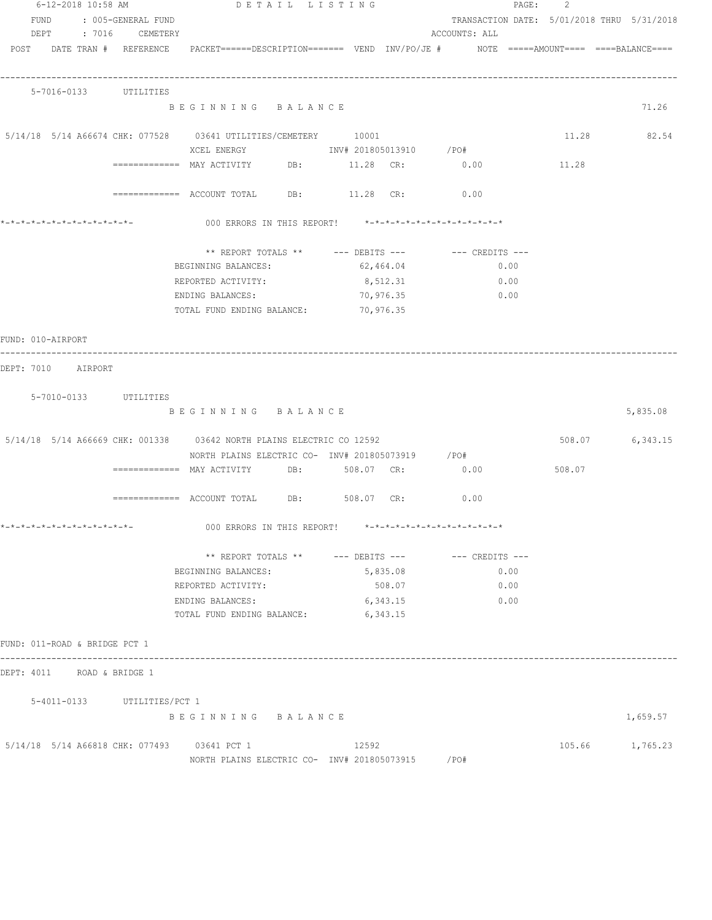6-12-2018 10:58 AM DETAIL LISTING

FUND : 005-GENERAL FUND  TRANSACTION DATE: 5/01/2018 THRU 5/31/2018
DEPT : 7016 CEMETERY  ACCOUNTS: ALL

POST DATE TRAN # REFERENCE PACKET======DESCRIPTION======= VEND INV/PO/JE # NOTE =====AMOUNT==== ====BALANCE====

5-7016-0133 UTILITIES

BEGINNING BALANCE 71.26

5/14/18 5/14 A66674 CHK: 077528 03641 UTILITIES/CEMETERY 10001 11.28 82.54
XCEL ENERGY INV# 201805013910 /PO#

============= MAY ACTIVITY DB: 11.28 CR: 0.00 11.28

============= ACCOUNT TOTAL DB: 11.28 CR: 0.00

*-*-*-*-*-*-*-*-*-*-*-*-*- 000 ERRORS IN THIS REPORT! *-*-*-*-*-*-*-*-*-*-*-*-*-*

| ** REPORT TOTALS ** | --- DEBITS --- | --- CREDITS --- |
|---|---|---|
| BEGINNING BALANCES: | 62,464.04 | 0.00 |
| REPORTED ACTIVITY: | 8,512.31 | 0.00 |
| ENDING BALANCES: | 70,976.35 | 0.00 |
| TOTAL FUND ENDING BALANCE: | 70,976.35 | |

FUND: 010-AIRPORT

DEPT: 7010 AIRPORT

5-7010-0133 UTILITIES

BEGINNING BALANCE 5,835.08

5/14/18 5/14 A66669 CHK: 001338 03642 NORTH PLAINS ELECTRIC CO 12592 508.07 6,343.15
NORTH PLAINS ELECTRIC CO- INV# 201805073919 /PO#

============= MAY ACTIVITY DB: 508.07 CR: 0.00 508.07

============= ACCOUNT TOTAL DB: 508.07 CR: 0.00

*-*-*-*-*-*-*-*-*-*-*-*-*- 000 ERRORS IN THIS REPORT! *-*-*-*-*-*-*-*-*-*-*-*-*-*

| ** REPORT TOTALS ** | --- DEBITS --- | --- CREDITS --- |
|---|---|---|
| BEGINNING BALANCES: | 5,835.08 | 0.00 |
| REPORTED ACTIVITY: | 508.07 | 0.00 |
| ENDING BALANCES: | 6,343.15 | 0.00 |
| TOTAL FUND ENDING BALANCE: | 6,343.15 | |

FUND: 011-ROAD & BRIDGE PCT 1

DEPT: 4011 ROAD & BRIDGE 1

5-4011-0133 UTILITIES/PCT 1

BEGINNING BALANCE 1,659.57

5/14/18 5/14 A66818 CHK: 077493 03641 PCT 1 12592 105.66 1,765.23
NORTH PLAINS ELECTRIC CO- INV# 201805073915 /PO#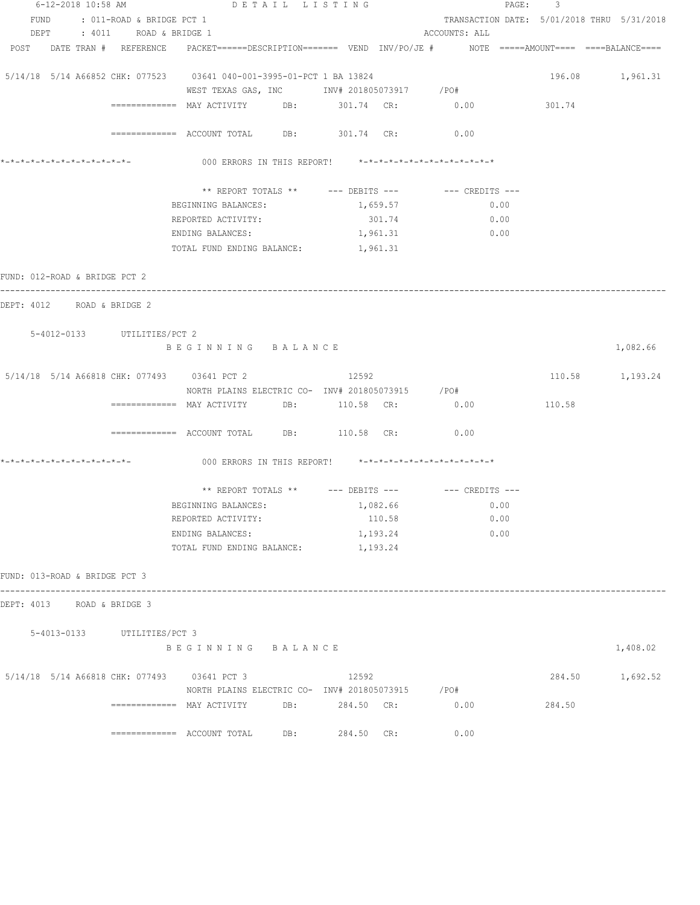```
FUND    : 011-ROAD & BRIDGE PCT 1                                         TRANSACTION DATE: 5/01/2018 THRU 5/31/2018
DEPT    : 4011    ROAD & BRIDGE 1                                          ACCOUNTS: ALL
POST   DATE TRAN #  REFERENCE   PACKET======DESCRIPTION======= VEND  INV/PO/JE #      NOTE =====AMOUNT==== ====BALANCE====

5/14/18  5/14 A66852 CHK: 077523    03641 040-001-3995-01-PCT 1 BA 13824                                  196.08       1,961.31
                               WEST TEXAS GAS, INC        INV# 201805073917     /PO#
                 ============= MAY ACTIVITY      DB:        301.74  CR:            0.00              301.74

                 ============= ACCOUNT TOTAL     DB:        301.74  CR:            0.00

*-*-*-*-*-*-*-*-*-*-*-*-*-             000 ERRORS IN THIS REPORT!     *-*-*-*-*-*-*-*-*-*-*-*-*-*

                               ** REPORT TOTALS **      --- DEBITS ---          --- CREDITS ---
                               BEGINNING BALANCES:             1,659.57                  0.00
                               REPORTED ACTIVITY:                301.74                  0.00
                               ENDING BALANCES:                1,961.31                  0.00
                               TOTAL FUND ENDING BALANCE:      1,961.31

FUND: 012-ROAD & BRIDGE PCT 2
-------------------------------------------------------------------------------------------------------------------------
DEPT: 4012    ROAD & BRIDGE 2

    5-4012-0133       UTILITIES/PCT 2
                               B E G I N N I N G   B A L A N C E                                                   1,082.66

5/14/18  5/14 A66818 CHK: 077493    03641 PCT 2               12592                                      110.58       1,193.24
                               NORTH PLAINS ELECTRIC CO-  INV# 201805073915     /PO#
                 ============= MAY ACTIVITY      DB:        110.58  CR:            0.00              110.58

                 ============= ACCOUNT TOTAL     DB:        110.58  CR:            0.00

*-*-*-*-*-*-*-*-*-*-*-*-*-             000 ERRORS IN THIS REPORT!     *-*-*-*-*-*-*-*-*-*-*-*-*-*

                               ** REPORT TOTALS **      --- DEBITS ---          --- CREDITS ---
                               BEGINNING BALANCES:             1,082.66                  0.00
                               REPORTED ACTIVITY:                110.58                  0.00
                               ENDING BALANCES:                1,193.24                  0.00
                               TOTAL FUND ENDING BALANCE:      1,193.24

FUND: 013-ROAD & BRIDGE PCT 3
-------------------------------------------------------------------------------------------------------------------------
DEPT: 4013    ROAD & BRIDGE 3

    5-4013-0133       UTILITIES/PCT 3
                               B E G I N N I N G   B A L A N C E                                                   1,408.02

5/14/18  5/14 A66818 CHK: 077493    03641 PCT 3               12592                                      284.50       1,692.52
                               NORTH PLAINS ELECTRIC CO-  INV# 201805073915     /PO#
                 ============= MAY ACTIVITY      DB:        284.50  CR:            0.00              284.50

                 ============= ACCOUNT TOTAL     DB:        284.50  CR:            0.00
```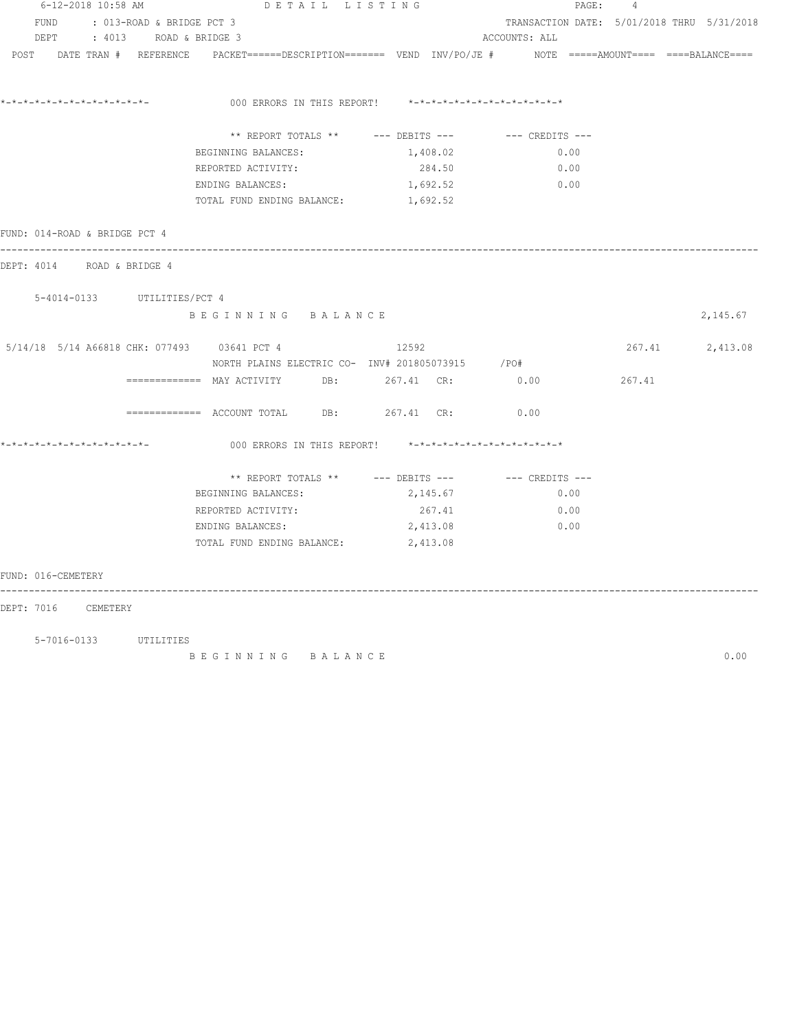6-12-2018 10:58 AM　　DETAIL LISTING

FUND : 013-ROAD & BRIDGE PCT 3　　TRANSACTION DATE: 5/01/2018 THRU 5/31/2018

DEPT : 4013 ROAD & BRIDGE 3　　ACCOUNTS: ALL

POST DATE TRAN # REFERENCE PACKET======DESCRIPTION======= VEND INV/PO/JE # NOTE =====AMOUNT==== ====BALANCE====

*-*-*-*-*-*-*-*-*-*-*-*-*- 000 ERRORS IN THIS REPORT! *-*-*-*-*-*-*-*-*-*-*-*-*-*

| ** REPORT TOTALS ** | --- DEBITS --- | --- CREDITS --- |
|---|---|---|
| BEGINNING BALANCES: | 1,408.02 | 0.00 |
| REPORTED ACTIVITY: | 284.50 | 0.00 |
| ENDING BALANCES: | 1,692.52 | 0.00 |
| TOTAL FUND ENDING BALANCE: | 1,692.52 | |

FUND: 014-ROAD & BRIDGE PCT 4

DEPT: 4014 ROAD & BRIDGE 4

5-4014-0133 UTILITIES/PCT 4

B E G I N N I N G B A L A N C E 2,145.67

| POST | DATE TRAN # | REFERENCE | PACKET | DESCRIPTION | VEND | INV/PO/JE # | NOTE | AMOUNT | BALANCE |
|---|---|---|---|---|---|---|---|---|---|
| 5/14/18 | 5/14 A66818 | CHK: 077493 | 03641 | PCT 4 | 12592 | | | 267.41 | 2,413.08 |
| | | | | NORTH PLAINS ELECTRIC CO- | | INV# 201805073915 /PO# | | | |

============= MAY ACTIVITY DB: 267.41 CR: 0.00 267.41

============= ACCOUNT TOTAL DB: 267.41 CR: 0.00

*-*-*-*-*-*-*-*-*-*-*-*-*- 000 ERRORS IN THIS REPORT! *-*-*-*-*-*-*-*-*-*-*-*-*-*

| ** REPORT TOTALS ** | --- DEBITS --- | --- CREDITS --- |
|---|---|---|
| BEGINNING BALANCES: | 2,145.67 | 0.00 |
| REPORTED ACTIVITY: | 267.41 | 0.00 |
| ENDING BALANCES: | 2,413.08 | 0.00 |
| TOTAL FUND ENDING BALANCE: | 2,413.08 | |

FUND: 016-CEMETERY

DEPT: 7016 CEMETERY

5-7016-0133 UTILITIES

B E G I N N I N G B A L A N C E 0.00